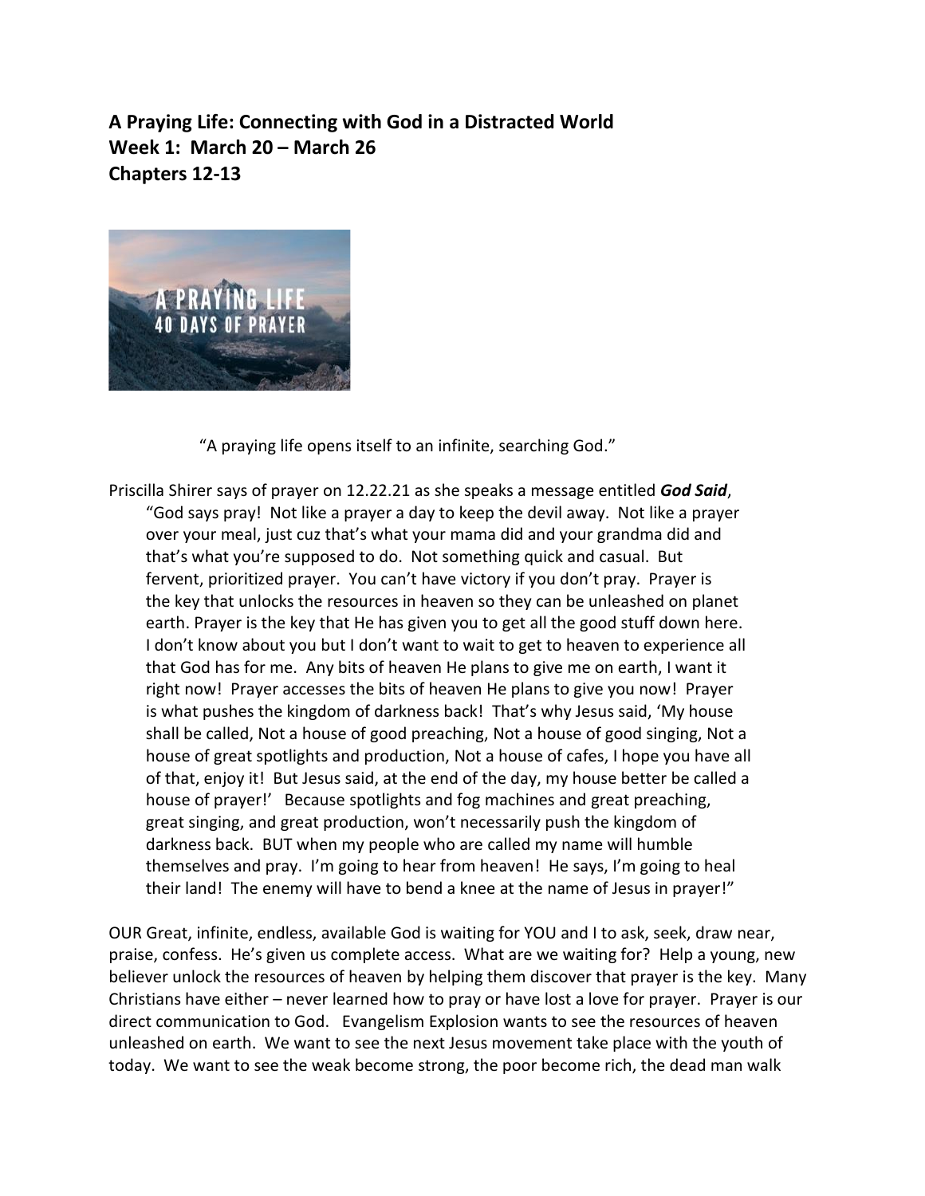**A Praying Life: Connecting with God in a Distracted World**
**Week 1: March 20 – March 26**
**Chapters 12-13**

"A praying life opens itself to an infinite, searching God."

Priscilla Shirer says of prayer on 12.22.21 as she speaks a message entitled ***God Said***,

> "God says pray! Not like a prayer a day to keep the devil away. Not like a prayer over your meal, just cuz that's what your mama did and your grandma did and that's what you're supposed to do. Not something quick and casual. But fervent, prioritized prayer. You can't have victory if you don't pray. Prayer is the key that unlocks the resources in heaven so they can be unleashed on planet earth. Prayer is the key that He has given you to get all the good stuff down here. I don't know about you but I don't want to wait to get to heaven to experience all that God has for me. Any bits of heaven He plans to give me on earth, I want it right now! Prayer accesses the bits of heaven He plans to give you now! Prayer is what pushes the kingdom of darkness back! That's why Jesus said, 'My house shall be called, Not a house of good preaching, Not a house of good singing, Not a house of great spotlights and production, Not a house of cafes, I hope you have all of that, enjoy it! But Jesus said, at the end of the day, my house better be called a house of prayer!' Because spotlights and fog machines and great preaching, great singing, and great production, won't necessarily push the kingdom of darkness back. BUT when my people who are called my name will humble themselves and pray. I'm going to hear from heaven! He says, I'm going to heal their land! The enemy will have to bend a knee at the name of Jesus in prayer!"

OUR Great, infinite, endless, available God is waiting for YOU and I to ask, seek, draw near, praise, confess. He's given us complete access. What are we waiting for? Help a young, new believer unlock the resources of heaven by helping them discover that prayer is the key. Many Christians have either – never learned how to pray or have lost a love for prayer. Prayer is our direct communication to God. Evangelism Explosion wants to see the resources of heaven unleashed on earth. We want to see the next Jesus movement take place with the youth of today. We want to see the weak become strong, the poor become rich, the dead man walk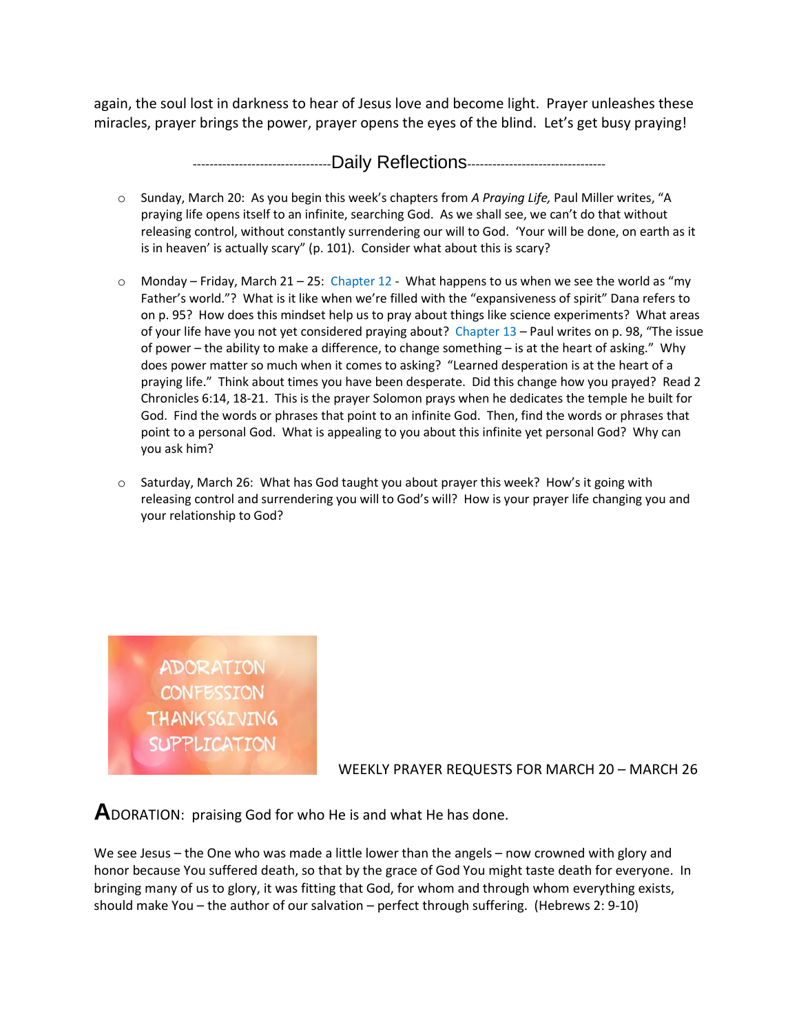again, the soul lost in darkness to hear of Jesus love and become light. Prayer unleashes these miracles, prayer brings the power, prayer opens the eyes of the blind. Let's get busy praying!

---------------------------------Daily Reflections---------------------------------

- Sunday, March 20: As you begin this week's chapters from *A Praying Life,* Paul Miller writes, "A praying life opens itself to an infinite, searching God. As we shall see, we can't do that without releasing control, without constantly surrendering our will to God. 'Your will be done, on earth as it is in heaven' is actually scary" (p. 101). Consider what about this is scary?

- Monday – Friday, March 21 – 25: Chapter 12 - What happens to us when we see the world as "my Father's world."? What is it like when we're filled with the "expansiveness of spirit" Dana refers to on p. 95? How does this mindset help us to pray about things like science experiments? What areas of your life have you not yet considered praying about? Chapter 13 – Paul writes on p. 98, "The issue of power – the ability to make a difference, to change something – is at the heart of asking." Why does power matter so much when it comes to asking? "Learned desperation is at the heart of a praying life." Think about times you have been desperate. Did this change how you prayed? Read 2 Chronicles 6:14, 18-21. This is the prayer Solomon prays when he dedicates the temple he built for God. Find the words or phrases that point to an infinite God. Then, find the words or phrases that point to a personal God. What is appealing to you about this infinite yet personal God? Why can you ask him?

- Saturday, March 26: What has God taught you about prayer this week? How's it going with releasing control and surrendering you will to God's will? How is your prayer life changing you and your relationship to God?

ADORATION
CONFESSION
THANKSGIVING
SUPPLICATION

WEEKLY PRAYER REQUESTS FOR MARCH 20 – MARCH 26

**A**DORATION: praising God for who He is and what He has done.

We see Jesus – the One who was made a little lower than the angels – now crowned with glory and honor because You suffered death, so that by the grace of God You might taste death for everyone. In bringing many of us to glory, it was fitting that God, for whom and through whom everything exists, should make You – the author of our salvation – perfect through suffering. (Hebrews 2: 9-10)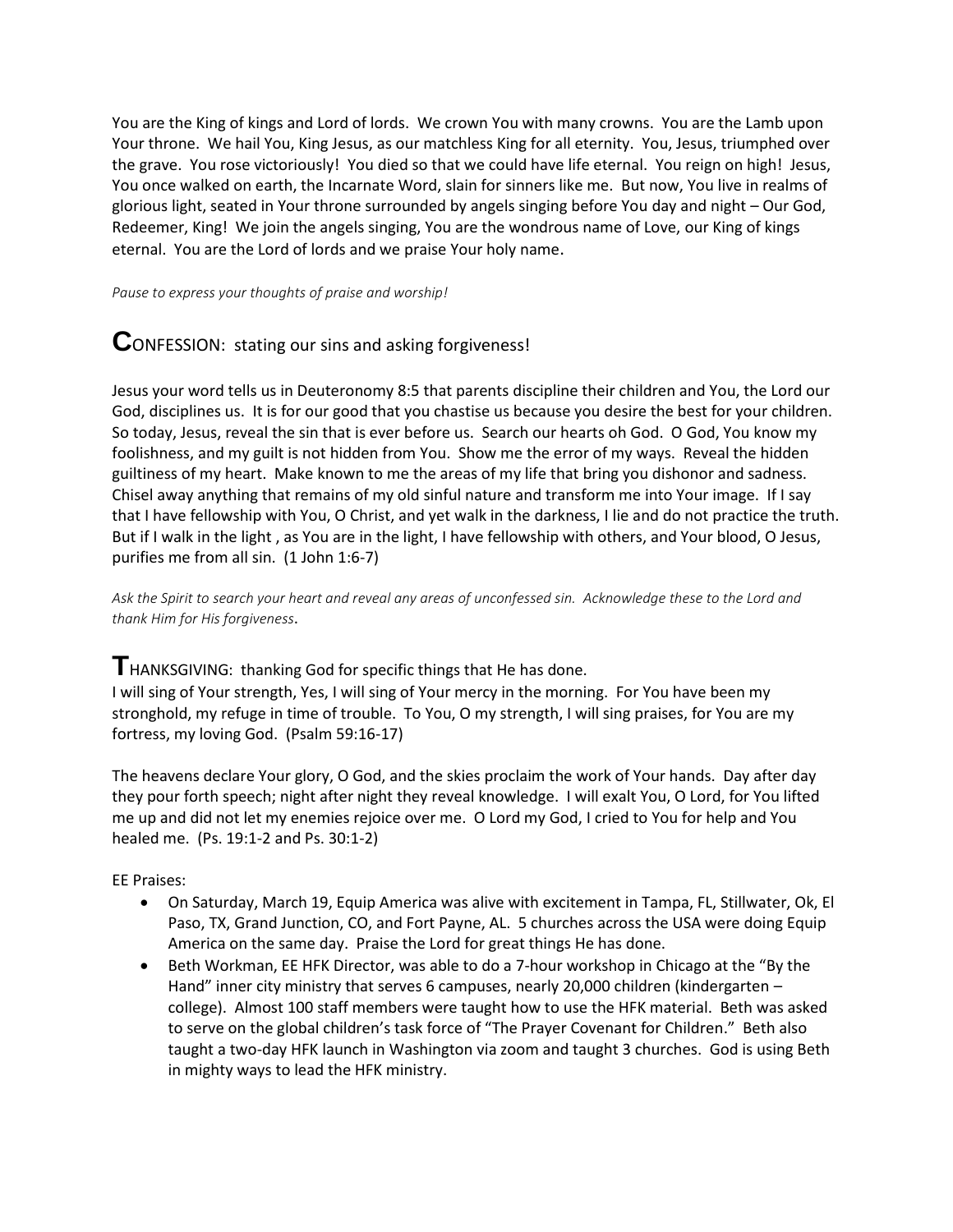You are the King of kings and Lord of lords. We crown You with many crowns. You are the Lamb upon Your throne. We hail You, King Jesus, as our matchless King for all eternity. You, Jesus, triumphed over the grave. You rose victoriously! You died so that we could have life eternal. You reign on high! Jesus, You once walked on earth, the Incarnate Word, slain for sinners like me. But now, You live in realms of glorious light, seated in Your throne surrounded by angels singing before You day and night – Our God, Redeemer, King! We join the angels singing, You are the wondrous name of Love, our King of kings eternal. You are the Lord of lords and we praise Your holy name.

*Pause to express your thoughts of praise and worship!*

## **C**ONFESSION: stating our sins and asking forgiveness!

Jesus your word tells us in Deuteronomy 8:5 that parents discipline their children and You, the Lord our God, disciplines us. It is for our good that you chastise us because you desire the best for your children. So today, Jesus, reveal the sin that is ever before us. Search our hearts oh God. O God, You know my foolishness, and my guilt is not hidden from You. Show me the error of my ways. Reveal the hidden guiltiness of my heart. Make known to me the areas of my life that bring you dishonor and sadness. Chisel away anything that remains of my old sinful nature and transform me into Your image. If I say that I have fellowship with You, O Christ, and yet walk in the darkness, I lie and do not practice the truth. But if I walk in the light , as You are in the light, I have fellowship with others, and Your blood, O Jesus, purifies me from all sin. (1 John 1:6-7)

*Ask the Spirit to search your heart and reveal any areas of unconfessed sin. Acknowledge these to the Lord and thank Him for His forgiveness*.

## **T**HANKSGIVING: thanking God for specific things that He has done.

I will sing of Your strength, Yes, I will sing of Your mercy in the morning. For You have been my stronghold, my refuge in time of trouble. To You, O my strength, I will sing praises, for You are my fortress, my loving God. (Psalm 59:16-17)

The heavens declare Your glory, O God, and the skies proclaim the work of Your hands. Day after day they pour forth speech; night after night they reveal knowledge. I will exalt You, O Lord, for You lifted me up and did not let my enemies rejoice over me. O Lord my God, I cried to You for help and You healed me. (Ps. 19:1-2 and Ps. 30:1-2)

EE Praises:

- On Saturday, March 19, Equip America was alive with excitement in Tampa, FL, Stillwater, Ok, El Paso, TX, Grand Junction, CO, and Fort Payne, AL. 5 churches across the USA were doing Equip America on the same day. Praise the Lord for great things He has done.
- Beth Workman, EE HFK Director, was able to do a 7-hour workshop in Chicago at the "By the Hand" inner city ministry that serves 6 campuses, nearly 20,000 children (kindergarten – college). Almost 100 staff members were taught how to use the HFK material. Beth was asked to serve on the global children's task force of "The Prayer Covenant for Children." Beth also taught a two-day HFK launch in Washington via zoom and taught 3 churches. God is using Beth in mighty ways to lead the HFK ministry.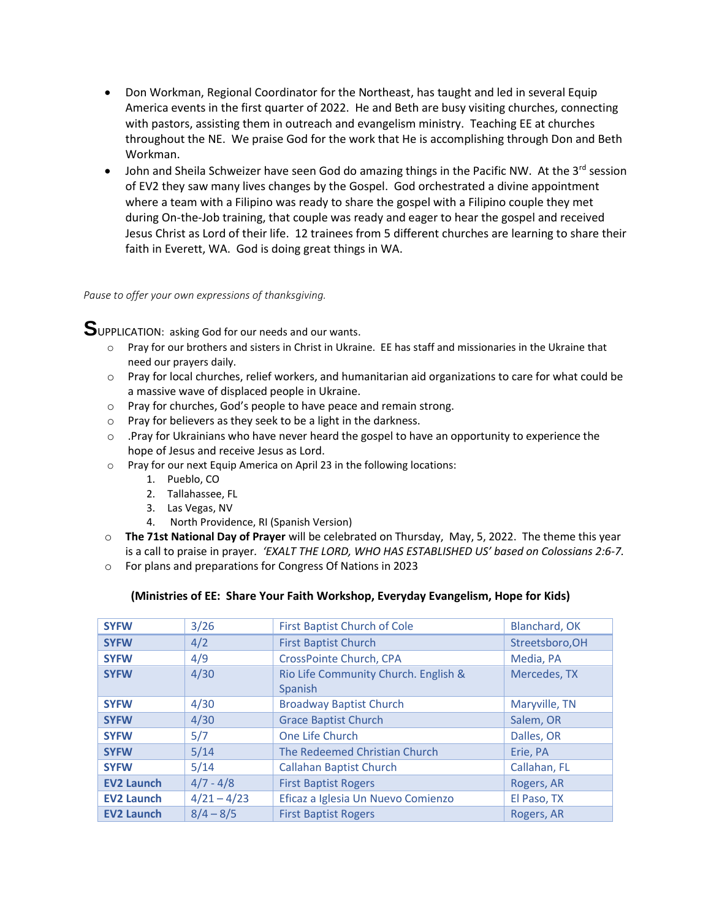- Don Workman, Regional Coordinator for the Northeast, has taught and led in several Equip America events in the first quarter of 2022. He and Beth are busy visiting churches, connecting with pastors, assisting them in outreach and evangelism ministry. Teaching EE at churches throughout the NE. We praise God for the work that He is accomplishing through Don and Beth Workman.
- John and Sheila Schweizer have seen God do amazing things in the Pacific NW. At the 3rd session of EV2 they saw many lives changes by the Gospel. God orchestrated a divine appointment where a team with a Filipino was ready to share the gospel with a Filipino couple they met during On-the-Job training, that couple was ready and eager to hear the gospel and received Jesus Christ as Lord of their life. 12 trainees from 5 different churches are learning to share their faith in Everett, WA. God is doing great things in WA.

*Pause to offer your own expressions of thanksgiving.*

**S**UPPLICATION: asking God for our needs and our wants.

- Pray for our brothers and sisters in Christ in Ukraine. EE has staff and missionaries in the Ukraine that need our prayers daily.
- Pray for local churches, relief workers, and humanitarian aid organizations to care for what could be a massive wave of displaced people in Ukraine.
- Pray for churches, God's people to have peace and remain strong.
- Pray for believers as they seek to be a light in the darkness.
- .Pray for Ukrainians who have never heard the gospel to have an opportunity to experience the hope of Jesus and receive Jesus as Lord.
- Pray for our next Equip America on April 23 in the following locations:
  1. Pueblo, CO
  2. Tallahassee, FL
  3. Las Vegas, NV
  4. North Providence, RI (Spanish Version)
- **The 71st National Day of Prayer** will be celebrated on Thursday, May, 5, 2022. The theme this year is a call to praise in prayer. *'EXALT THE LORD, WHO HAS ESTABLISHED US' based on Colossians 2:6-7.*
- For plans and preparations for Congress Of Nations in 2023

**(Ministries of EE: Share Your Faith Workshop, Everyday Evangelism, Hope for Kids)**

| | | | |
|---|---|---|---|
| **SYFW** | 3/26 | First Baptist Church of Cole | Blanchard, OK |
| **SYFW** | 4/2 | First Baptist Church | Streetsboro,OH |
| **SYFW** | 4/9 | CrossPointe Church, CPA | Media, PA |
| **SYFW** | 4/30 | Rio Life Community Church. English & Spanish | Mercedes, TX |
| **SYFW** | 4/30 | Broadway Baptist Church | Maryville, TN |
| **SYFW** | 4/30 | Grace Baptist Church | Salem, OR |
| **SYFW** | 5/7 | One Life Church | Dalles, OR |
| **SYFW** | 5/14 | The Redeemed Christian Church | Erie, PA |
| **SYFW** | 5/14 | Callahan Baptist Church | Callahan, FL |
| **EV2 Launch** | 4/7 - 4/8 | First Baptist Rogers | Rogers, AR |
| **EV2 Launch** | 4/21 – 4/23 | Eficaz a Iglesia Un Nuevo Comienzo | El Paso, TX |
| **EV2 Launch** | 8/4 – 8/5 | First Baptist Rogers | Rogers, AR |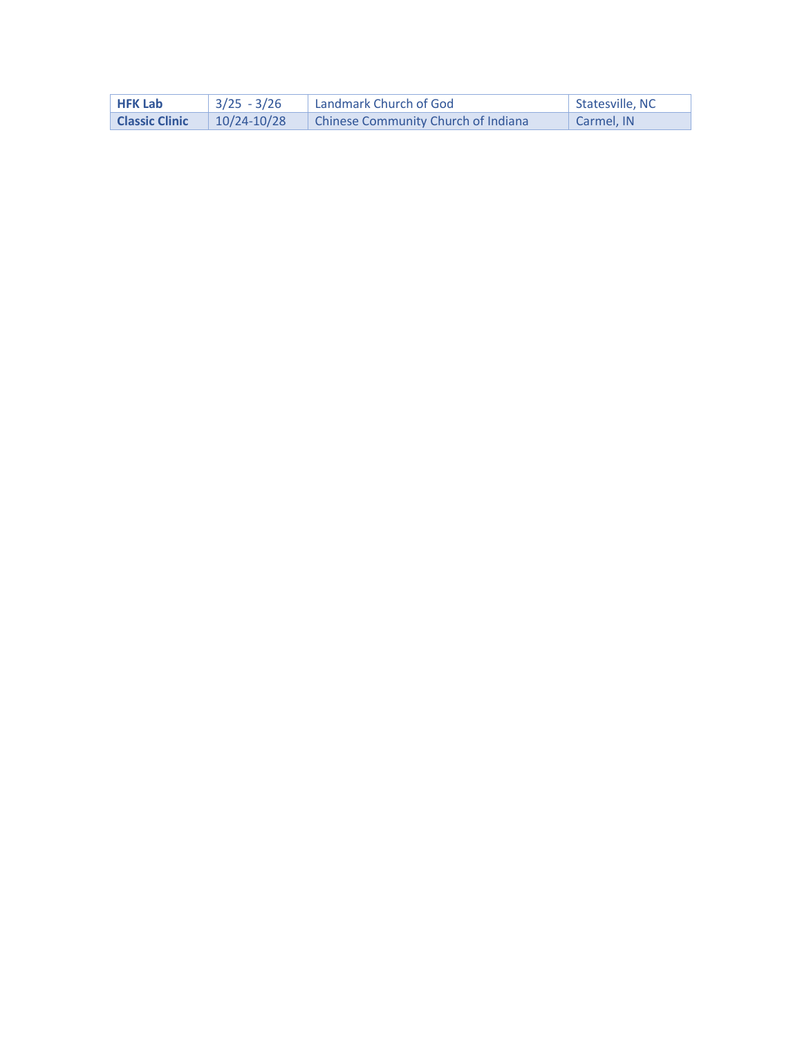| | | | |
|---|---|---|---|
| **HFK Lab** | 3/25 - 3/26 | Landmark Church of God | Statesville, NC |
| **Classic Clinic** | 10/24-10/28 | Chinese Community Church of Indiana | Carmel, IN |